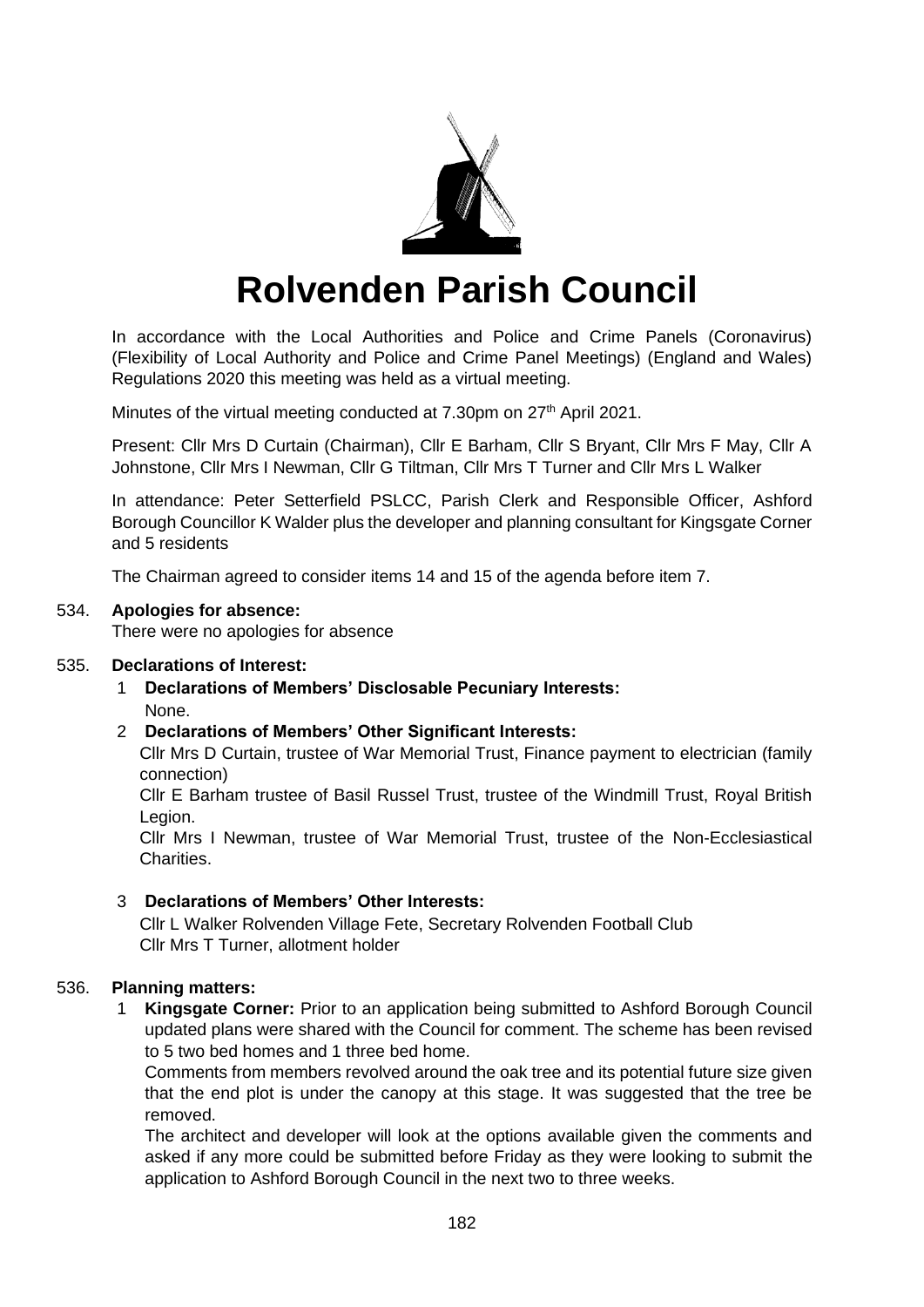# Rolvenden Parish Council

In accordance with the Local Authorities and Police and Crime Panels (Coronavirus) (Flexibility of Local Authority and Police and Crime Panel Meetings) (England and Wales) Regulations 2020 this meeting was held as a virtual meeting.

Minutes of the virtual meeting conducted at 7.30pm on 27th April 2021.

Present: Cllr Mrs D Curtain (Chairman), Cllr E Barham, Cllr S Bryant, Cllr Mrs F May, Cllr A Johnstone, Cllr Mrs I Newman, Cllr G Tiltman, Cllr Mrs T Turner and Cllr Mrs L Walker

In attendance: Peter Setterfield PSLCC, Parish Clerk and Responsible Officer, Ashford Borough Councillor K Walder plus the developer and planning consultant for Kingsgate Corner and 5 residents

The Chairman agreed to consider items 14 and 15 of the agenda before item 7.

534. **Apologies for absence:**
There were no apologies for absence

535. **Declarations of Interest:**

1. **Declarations of Members' Disclosable Pecuniary Interests:**
None.

2. **Declarations of Members' Other Significant Interests:**
Cllr Mrs D Curtain, trustee of War Memorial Trust, Finance payment to electrician (family connection)
Cllr E Barham trustee of Basil Russel Trust, trustee of the Windmill Trust, Royal British Legion.
Cllr Mrs I Newman, trustee of War Memorial Trust, trustee of the Non-Ecclesiastical Charities.

3. **Declarations of Members' Other Interests:**
Cllr L Walker Rolvenden Village Fete, Secretary Rolvenden Football Club
Cllr Mrs T Turner, allotment holder

536. **Planning matters:**

1. **Kingsgate Corner:** Prior to an application being submitted to Ashford Borough Council updated plans were shared with the Council for comment. The scheme has been revised to 5 two bed homes and 1 three bed home.
Comments from members revolved around the oak tree and its potential future size given that the end plot is under the canopy at this stage. It was suggested that the tree be removed.
The architect and developer will look at the options available given the comments and asked if any more could be submitted before Friday as they were looking to submit the application to Ashford Borough Council in the next two to three weeks.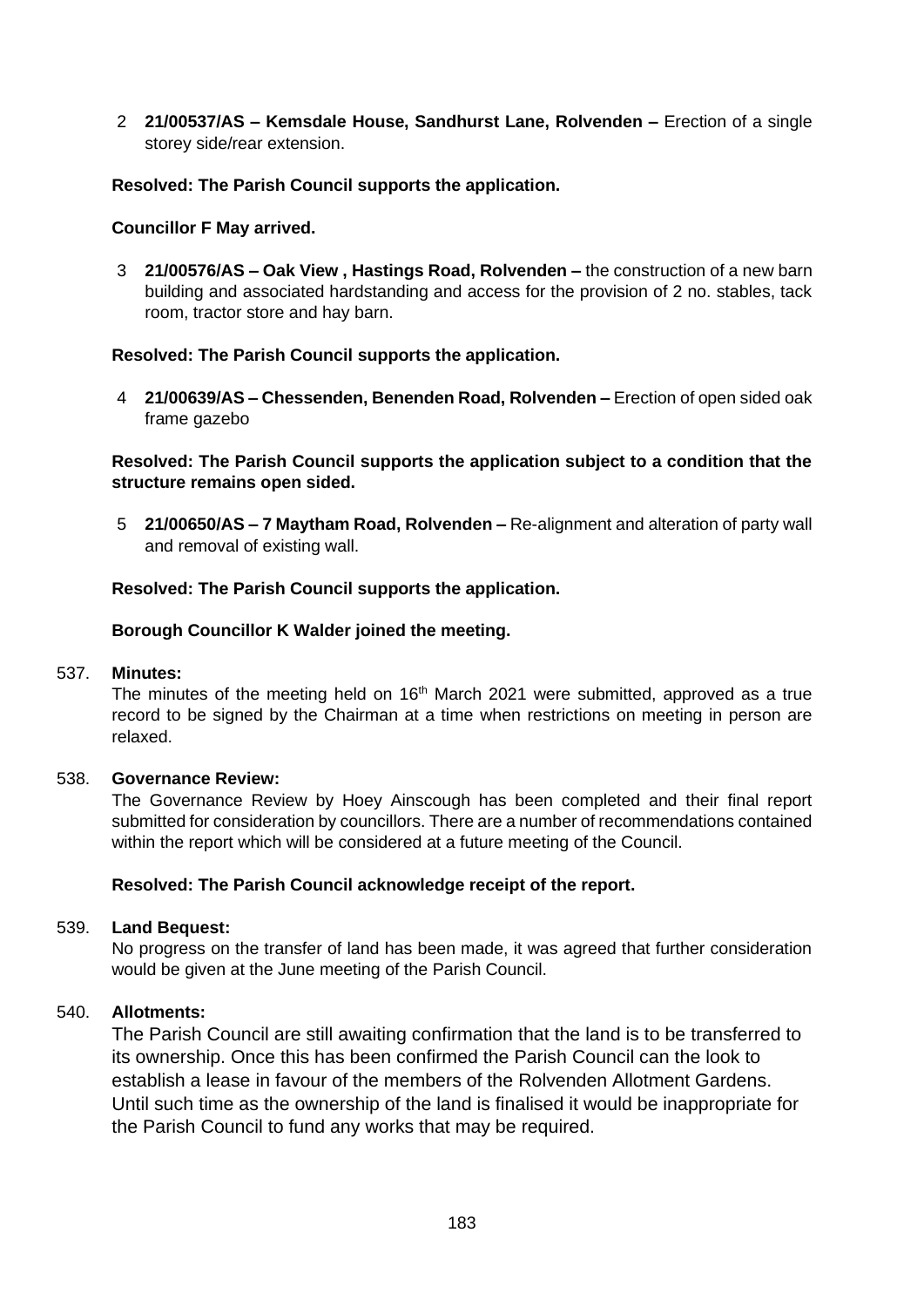2 **21/00537/AS – Kemsdale House, Sandhurst Lane, Rolvenden –** Erection of a single storey side/rear extension.

**Resolved: The Parish Council supports the application.**

**Councillor F May arrived.**

3 **21/00576/AS – Oak View , Hastings Road, Rolvenden –** the construction of a new barn building and associated hardstanding and access for the provision of 2 no. stables, tack room, tractor store and hay barn.

**Resolved: The Parish Council supports the application.**

4 **21/00639/AS – Chessenden, Benenden Road, Rolvenden –** Erection of open sided oak frame gazebo

**Resolved: The Parish Council supports the application subject to a condition that the structure remains open sided.**

5 **21/00650/AS – 7 Maytham Road, Rolvenden –** Re-alignment and alteration of party wall and removal of existing wall.

**Resolved: The Parish Council supports the application.**

**Borough Councillor K Walder joined the meeting.**

537. **Minutes:**

The minutes of the meeting held on 16th March 2021 were submitted, approved as a true record to be signed by the Chairman at a time when restrictions on meeting in person are relaxed.

538. **Governance Review:**

The Governance Review by Hoey Ainscough has been completed and their final report submitted for consideration by councillors. There are a number of recommendations contained within the report which will be considered at a future meeting of the Council.

**Resolved: The Parish Council acknowledge receipt of the report.**

539. **Land Bequest:**

No progress on the transfer of land has been made, it was agreed that further consideration would be given at the June meeting of the Parish Council.

540. **Allotments:**

The Parish Council are still awaiting confirmation that the land is to be transferred to its ownership. Once this has been confirmed the Parish Council can the look to establish a lease in favour of the members of the Rolvenden Allotment Gardens. Until such time as the ownership of the land is finalised it would be inappropriate for the Parish Council to fund any works that may be required.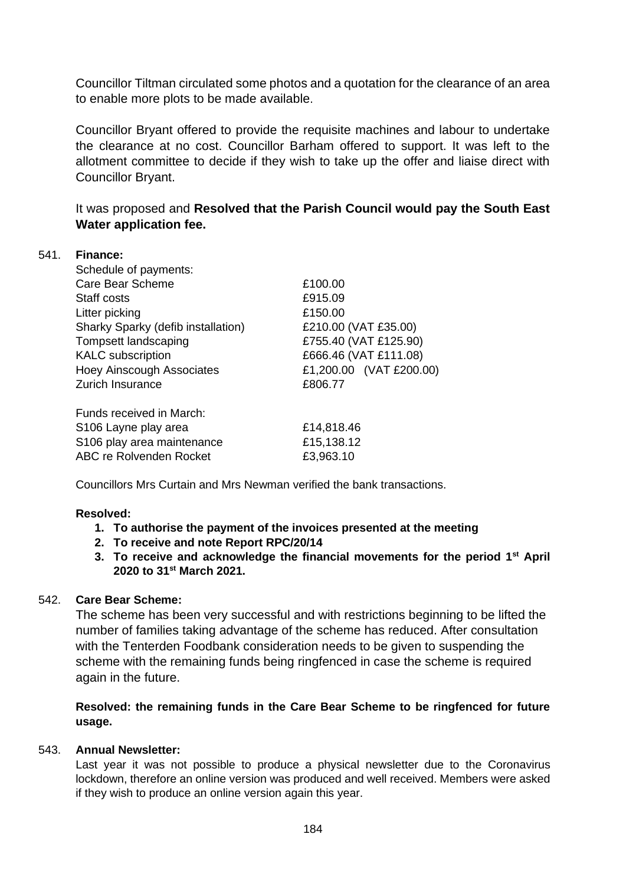Councillor Tiltman circulated some photos and a quotation for the clearance of an area to enable more plots to be made available.

Councillor Bryant offered to provide the requisite machines and labour to undertake the clearance at no cost. Councillor Barham offered to support. It was left to the allotment committee to decide if they wish to take up the offer and liaise direct with Councillor Bryant.

It was proposed and **Resolved that the Parish Council would pay the South East Water application fee.**

541. **Finance:**

Schedule of payments:

| | |
|---|---|
| Care Bear Scheme | £100.00 |
| Staff costs | £915.09 |
| Litter picking | £150.00 |
| Sharky Sparky (defib installation) | £210.00 (VAT £35.00) |
| Tompsett landscaping | £755.40 (VAT £125.90) |
| KALC subscription | £666.46 (VAT £111.08) |
| Hoey Ainscough Associates | £1,200.00 (VAT £200.00) |
| Zurich Insurance | £806.77 |

Funds received in March:

| | |
|---|---|
| S106 Layne play area | £14,818.46 |
| S106 play area maintenance | £15,138.12 |
| ABC re Rolvenden Rocket | £3,963.10 |

Councillors Mrs Curtain and Mrs Newman verified the bank transactions.

**Resolved:**

1. **To authorise the payment of the invoices presented at the meeting**
2. **To receive and note Report RPC/20/14**
3. **To receive and acknowledge the financial movements for the period 1st April 2020 to 31st March 2021.**

542. **Care Bear Scheme:**

The scheme has been very successful and with restrictions beginning to be lifted the number of families taking advantage of the scheme has reduced. After consultation with the Tenterden Foodbank consideration needs to be given to suspending the scheme with the remaining funds being ringfenced in case the scheme is required again in the future.

**Resolved: the remaining funds in the Care Bear Scheme to be ringfenced for future usage.**

543. **Annual Newsletter:**

Last year it was not possible to produce a physical newsletter due to the Coronavirus lockdown, therefore an online version was produced and well received. Members were asked if they wish to produce an online version again this year.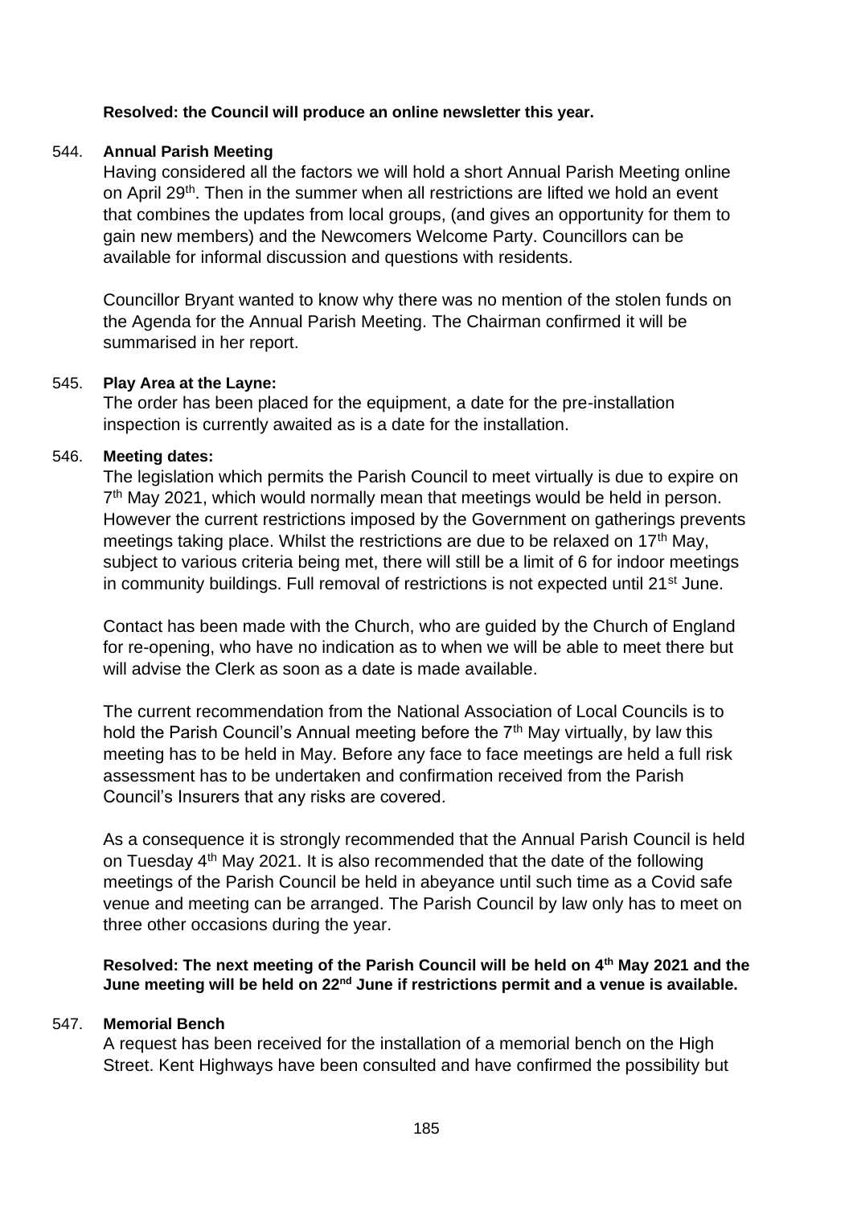**Resolved: the Council will produce an online newsletter this year.**

544. **Annual Parish Meeting**

Having considered all the factors we will hold a short Annual Parish Meeting online on April 29th. Then in the summer when all restrictions are lifted we hold an event that combines the updates from local groups, (and gives an opportunity for them to gain new members) and the Newcomers Welcome Party. Councillors can be available for informal discussion and questions with residents.

Councillor Bryant wanted to know why there was no mention of the stolen funds on the Agenda for the Annual Parish Meeting. The Chairman confirmed it will be summarised in her report.

545. **Play Area at the Layne:**

The order has been placed for the equipment, a date for the pre-installation inspection is currently awaited as is a date for the installation.

546. **Meeting dates:**

The legislation which permits the Parish Council to meet virtually is due to expire on 7th May 2021, which would normally mean that meetings would be held in person. However the current restrictions imposed by the Government on gatherings prevents meetings taking place. Whilst the restrictions are due to be relaxed on 17th May, subject to various criteria being met, there will still be a limit of 6 for indoor meetings in community buildings. Full removal of restrictions is not expected until 21st June.

Contact has been made with the Church, who are guided by the Church of England for re-opening, who have no indication as to when we will be able to meet there but will advise the Clerk as soon as a date is made available.

The current recommendation from the National Association of Local Councils is to hold the Parish Council's Annual meeting before the 7th May virtually, by law this meeting has to be held in May. Before any face to face meetings are held a full risk assessment has to be undertaken and confirmation received from the Parish Council's Insurers that any risks are covered.

As a consequence it is strongly recommended that the Annual Parish Council is held on Tuesday 4th May 2021. It is also recommended that the date of the following meetings of the Parish Council be held in abeyance until such time as a Covid safe venue and meeting can be arranged. The Parish Council by law only has to meet on three other occasions during the year.

**Resolved: The next meeting of the Parish Council will be held on 4th May 2021 and the June meeting will be held on 22nd June if restrictions permit and a venue is available.**

547. **Memorial Bench**

A request has been received for the installation of a memorial bench on the High Street. Kent Highways have been consulted and have confirmed the possibility but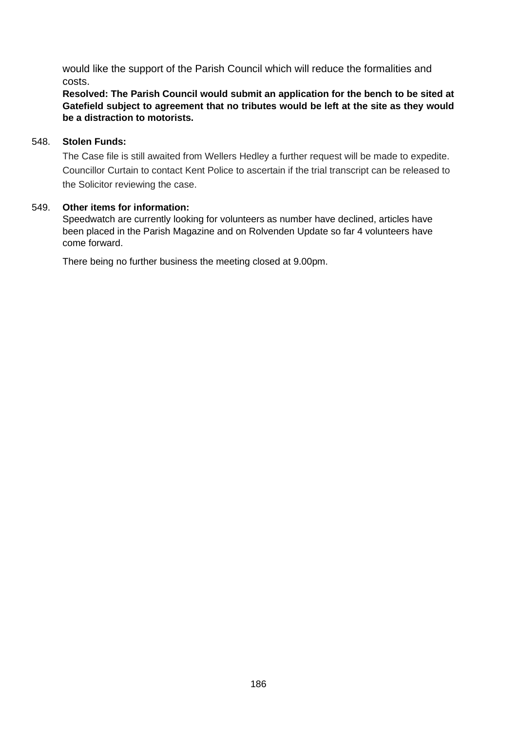would like the support of the Parish Council which will reduce the formalities and costs.
**Resolved: The Parish Council would submit an application for the bench to be sited at Gatefield subject to agreement that no tributes would be left at the site as they would be a distraction to motorists.**

548. **Stolen Funds:**

The Case file is still awaited from Wellers Hedley a further request will be made to expedite. Councillor Curtain to contact Kent Police to ascertain if the trial transcript can be released to the Solicitor reviewing the case.

549. **Other items for information:**

Speedwatch are currently looking for volunteers as number have declined, articles have been placed in the Parish Magazine and on Rolvenden Update so far 4 volunteers have come forward.

There being no further business the meeting closed at 9.00pm.